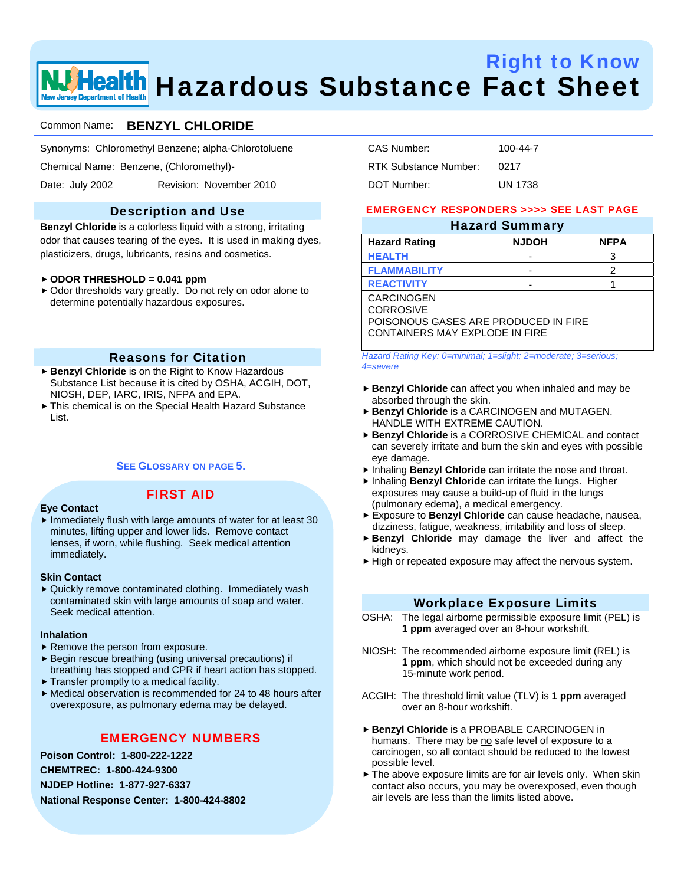# Right to Know
# Hazardous Substance Fact Sheet

Common Name: **BENZYL CHLORIDE**

Synonyms: Chloromethyl Benzene; alpha-Chlorotoluene

Chemical Name: Benzene, (Chloromethyl)-

Date: July 2002 Revision: November 2010

CAS Number: 100-44-7

RTK Substance Number: 0217

DOT Number: UN 1738

## Description and Use

**Benzyl Chloride** is a colorless liquid with a strong, irritating odor that causes tearing of the eyes. It is used in making dyes, plasticizers, drugs, lubricants, resins and cosmetics.

- **ODOR THRESHOLD = 0.041 ppm**
- Odor thresholds vary greatly. Do not rely on odor alone to determine potentially hazardous exposures.

## Reasons for Citation

- **Benzyl Chloride** is on the Right to Know Hazardous Substance List because it is cited by OSHA, ACGIH, DOT, NIOSH, DEP, IARC, IRIS, NFPA and EPA.
- This chemical is on the Special Health Hazard Substance List.

SEE GLOSSARY ON PAGE 5.

## FIRST AID

### Eye Contact

- Immediately flush with large amounts of water for at least 30 minutes, lifting upper and lower lids. Remove contact lenses, if worn, while flushing. Seek medical attention immediately.

### Skin Contact

- Quickly remove contaminated clothing. Immediately wash contaminated skin with large amounts of soap and water. Seek medical attention.

### Inhalation

- Remove the person from exposure.
- Begin rescue breathing (using universal precautions) if breathing has stopped and CPR if heart action has stopped.
- Transfer promptly to a medical facility.
- Medical observation is recommended for 24 to 48 hours after overexposure, as pulmonary edema may be delayed.

## EMERGENCY NUMBERS

**Poison Control: 1-800-222-1222**

**CHEMTREC: 1-800-424-9300**

**NJDEP Hotline: 1-877-927-6337**

**National Response Center: 1-800-424-8802**

EMERGENCY RESPONDERS >>>> SEE LAST PAGE

## Hazard Summary

| Hazard Rating | NJDOH | NFPA |
|---|---|---|
| HEALTH | - | 3 |
| FLAMMABILITY | - | 2 |
| REACTIVITY | - | 1 |

CARCINOGEN
CORROSIVE
POISONOUS GASES ARE PRODUCED IN FIRE
CONTAINERS MAY EXPLODE IN FIRE

*Hazard Rating Key: 0=minimal; 1=slight; 2=moderate; 3=serious; 4=severe*

- **Benzyl Chloride** can affect you when inhaled and may be absorbed through the skin.
- **Benzyl Chloride** is a CARCINOGEN and MUTAGEN. HANDLE WITH EXTREME CAUTION.
- **Benzyl Chloride** is a CORROSIVE CHEMICAL and contact can severely irritate and burn the skin and eyes with possible eye damage.
- Inhaling **Benzyl Chloride** can irritate the nose and throat.
- Inhaling **Benzyl Chloride** can irritate the lungs. Higher exposures may cause a build-up of fluid in the lungs (pulmonary edema), a medical emergency.
- Exposure to **Benzyl Chloride** can cause headache, nausea, dizziness, fatigue, weakness, irritability and loss of sleep.
- **Benzyl Chloride** may damage the liver and affect the kidneys.
- High or repeated exposure may affect the nervous system.

## Workplace Exposure Limits

OSHA: The legal airborne permissible exposure limit (PEL) is **1 ppm** averaged over an 8-hour workshift.

NIOSH: The recommended airborne exposure limit (REL) is **1 ppm**, which should not be exceeded during any 15-minute work period.

ACGIH: The threshold limit value (TLV) is **1 ppm** averaged over an 8-hour workshift.

- **Benzyl Chloride** is a PROBABLE CARCINOGEN in humans. There may be no safe level of exposure to a carcinogen, so all contact should be reduced to the lowest possible level.
- The above exposure limits are for air levels only. When skin contact also occurs, you may be overexposed, even though air levels are less than the limits listed above.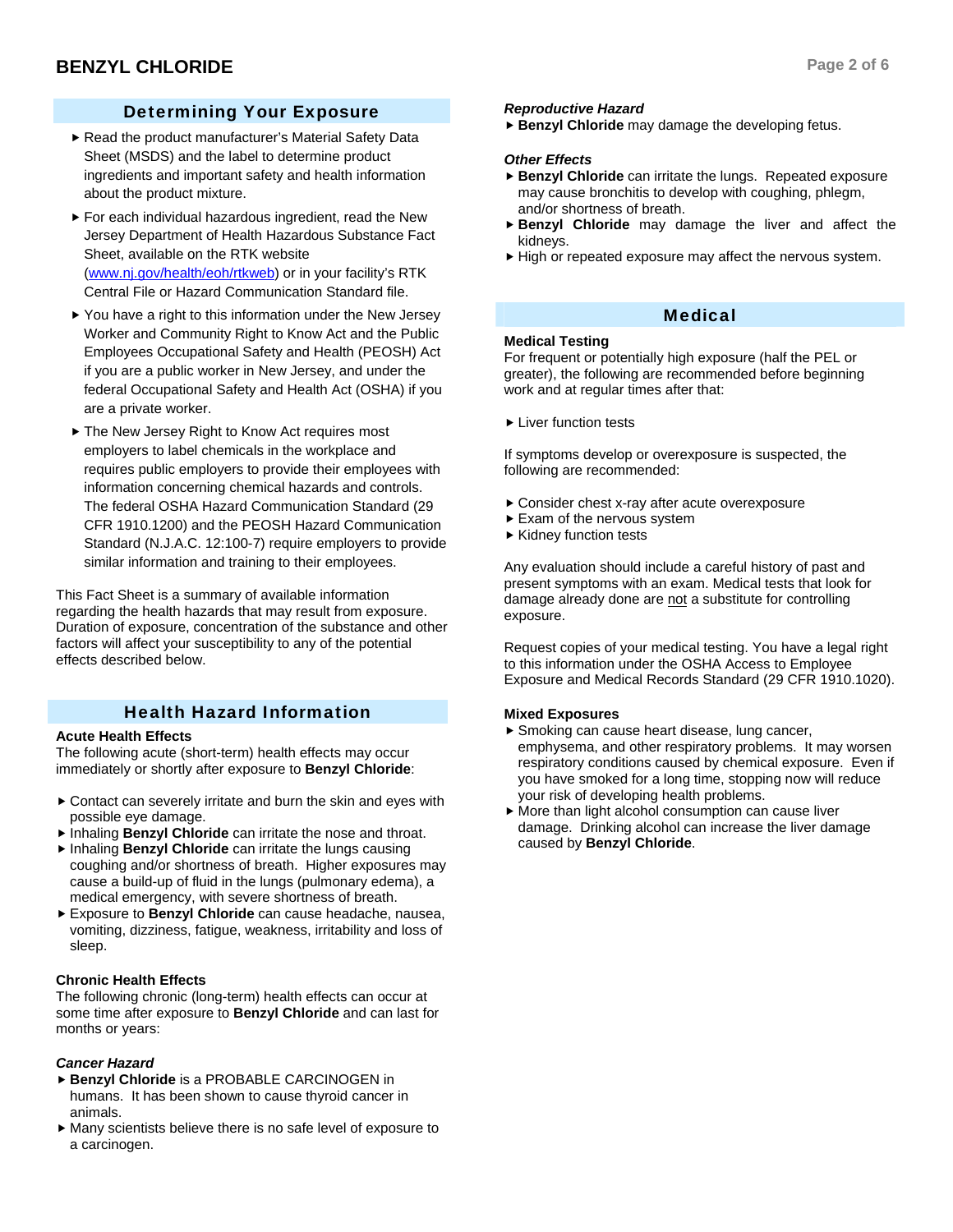## Determining Your Exposure

- Read the product manufacturer's Material Safety Data Sheet (MSDS) and the label to determine product ingredients and important safety and health information about the product mixture.
- For each individual hazardous ingredient, read the New Jersey Department of Health Hazardous Substance Fact Sheet, available on the RTK website (www.nj.gov/health/eoh/rtkweb) or in your facility's RTK Central File or Hazard Communication Standard file.
- You have a right to this information under the New Jersey Worker and Community Right to Know Act and the Public Employees Occupational Safety and Health (PEOSH) Act if you are a public worker in New Jersey, and under the federal Occupational Safety and Health Act (OSHA) if you are a private worker.
- The New Jersey Right to Know Act requires most employers to label chemicals in the workplace and requires public employers to provide their employees with information concerning chemical hazards and controls. The federal OSHA Hazard Communication Standard (29 CFR 1910.1200) and the PEOSH Hazard Communication Standard (N.J.A.C. 12:100-7) require employers to provide similar information and training to their employees.

This Fact Sheet is a summary of available information regarding the health hazards that may result from exposure. Duration of exposure, concentration of the substance and other factors will affect your susceptibility to any of the potential effects described below.

## Health Hazard Information

**Acute Health Effects**
The following acute (short-term) health effects may occur immediately or shortly after exposure to **Benzyl Chloride**:

- Contact can severely irritate and burn the skin and eyes with possible eye damage.
- Inhaling **Benzyl Chloride** can irritate the nose and throat.
- Inhaling **Benzyl Chloride** can irritate the lungs causing coughing and/or shortness of breath. Higher exposures may cause a build-up of fluid in the lungs (pulmonary edema), a medical emergency, with severe shortness of breath.
- Exposure to **Benzyl Chloride** can cause headache, nausea, vomiting, dizziness, fatigue, weakness, irritability and loss of sleep.

**Chronic Health Effects**
The following chronic (long-term) health effects can occur at some time after exposure to **Benzyl Chloride** and can last for months or years:

***Cancer Hazard***

- **Benzyl Chloride** is a PROBABLE CARCINOGEN in humans. It has been shown to cause thyroid cancer in animals.
- Many scientists believe there is no safe level of exposure to a carcinogen.

***Reproductive Hazard***

- **Benzyl Chloride** may damage the developing fetus.

***Other Effects***

- **Benzyl Chloride** can irritate the lungs. Repeated exposure may cause bronchitis to develop with coughing, phlegm, and/or shortness of breath.
- **Benzyl Chloride** may damage the liver and affect the kidneys.
- High or repeated exposure may affect the nervous system.

## Medical

**Medical Testing**
For frequent or potentially high exposure (half the PEL or greater), the following are recommended before beginning work and at regular times after that:

- Liver function tests

If symptoms develop or overexposure is suspected, the following are recommended:

- Consider chest x-ray after acute overexposure
- Exam of the nervous system
- Kidney function tests

Any evaluation should include a careful history of past and present symptoms with an exam. Medical tests that look for damage already done are not a substitute for controlling exposure.

Request copies of your medical testing. You have a legal right to this information under the OSHA Access to Employee Exposure and Medical Records Standard (29 CFR 1910.1020).

**Mixed Exposures**

- Smoking can cause heart disease, lung cancer, emphysema, and other respiratory problems. It may worsen respiratory conditions caused by chemical exposure. Even if you have smoked for a long time, stopping now will reduce your risk of developing health problems.
- More than light alcohol consumption can cause liver damage. Drinking alcohol can increase the liver damage caused by **Benzyl Chloride**.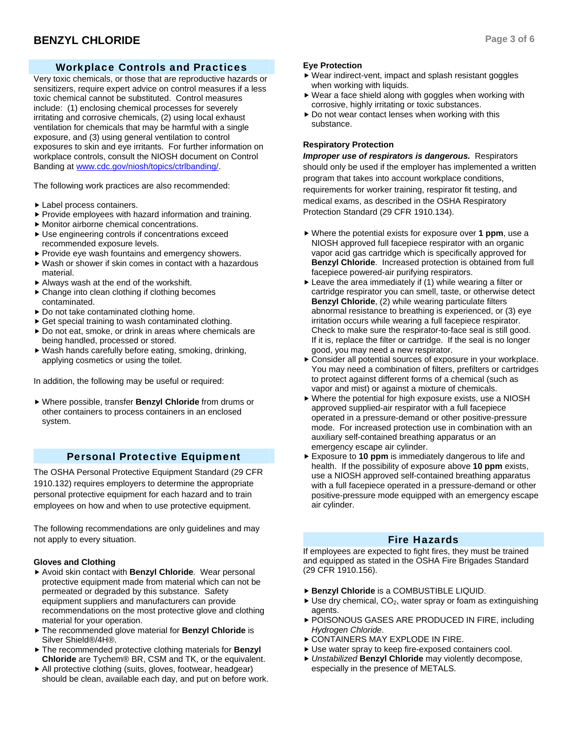# BENZYL CHLORIDE

## Workplace Controls and Practices

Very toxic chemicals, or those that are reproductive hazards or sensitizers, require expert advice on control measures if a less toxic chemical cannot be substituted. Control measures include: (1) enclosing chemical processes for severely irritating and corrosive chemicals, (2) using local exhaust ventilation for chemicals that may be harmful with a single exposure, and (3) using general ventilation to control exposures to skin and eye irritants. For further information on workplace controls, consult the NIOSH document on Control Banding at www.cdc.gov/niosh/topics/ctrlbanding/.

The following work practices are also recommended:

- Label process containers.
- Provide employees with hazard information and training.
- Monitor airborne chemical concentrations.
- Use engineering controls if concentrations exceed recommended exposure levels.
- Provide eye wash fountains and emergency showers.
- Wash or shower if skin comes in contact with a hazardous material.
- Always wash at the end of the workshift.
- Change into clean clothing if clothing becomes contaminated.
- Do not take contaminated clothing home.
- Get special training to wash contaminated clothing.
- Do not eat, smoke, or drink in areas where chemicals are being handled, processed or stored.
- Wash hands carefully before eating, smoking, drinking, applying cosmetics or using the toilet.

In addition, the following may be useful or required:

- Where possible, transfer **Benzyl Chloride** from drums or other containers to process containers in an enclosed system.

## Personal Protective Equipment

The OSHA Personal Protective Equipment Standard (29 CFR 1910.132) requires employers to determine the appropriate personal protective equipment for each hazard and to train employees on how and when to use protective equipment.

The following recommendations are only guidelines and may not apply to every situation.

### Gloves and Clothing

- Avoid skin contact with **Benzyl Chloride**. Wear personal protective equipment made from material which can not be permeated or degraded by this substance. Safety equipment suppliers and manufacturers can provide recommendations on the most protective glove and clothing material for your operation.
- The recommended glove material for **Benzyl Chloride** is Silver Shield®/4H®.
- The recommended protective clothing materials for **Benzyl Chloride** are Tychem® BR, CSM and TK, or the equivalent.
- All protective clothing (suits, gloves, footwear, headgear) should be clean, available each day, and put on before work.

### Eye Protection

- Wear indirect-vent, impact and splash resistant goggles when working with liquids.
- Wear a face shield along with goggles when working with corrosive, highly irritating or toxic substances.
- Do not wear contact lenses when working with this substance.

### Respiratory Protection

***Improper use of respirators is dangerous.*** Respirators should only be used if the employer has implemented a written program that takes into account workplace conditions, requirements for worker training, respirator fit testing, and medical exams, as described in the OSHA Respiratory Protection Standard (29 CFR 1910.134).

- Where the potential exists for exposure over **1 ppm**, use a NIOSH approved full facepiece respirator with an organic vapor acid gas cartridge which is specifically approved for **Benzyl Chloride**. Increased protection is obtained from full facepiece powered-air purifying respirators.
- Leave the area immediately if (1) while wearing a filter or cartridge respirator you can smell, taste, or otherwise detect **Benzyl Chloride**, (2) while wearing particulate filters abnormal resistance to breathing is experienced, or (3) eye irritation occurs while wearing a full facepiece respirator. Check to make sure the respirator-to-face seal is still good. If it is, replace the filter or cartridge. If the seal is no longer good, you may need a new respirator.
- Consider all potential sources of exposure in your workplace. You may need a combination of filters, prefilters or cartridges to protect against different forms of a chemical (such as vapor and mist) or against a mixture of chemicals.
- Where the potential for high exposure exists, use a NIOSH approved supplied-air respirator with a full facepiece operated in a pressure-demand or other positive-pressure mode. For increased protection use in combination with an auxiliary self-contained breathing apparatus or an emergency escape air cylinder.
- Exposure to **10 ppm** is immediately dangerous to life and health. If the possibility of exposure above **10 ppm** exists, use a NIOSH approved self-contained breathing apparatus with a full facepiece operated in a pressure-demand or other positive-pressure mode equipped with an emergency escape air cylinder.

## Fire Hazards

If employees are expected to fight fires, they must be trained and equipped as stated in the OSHA Fire Brigades Standard (29 CFR 1910.156).

- **Benzyl Chloride** is a COMBUSTIBLE LIQUID.
- Use dry chemical, $CO_2$, water spray or foam as extinguishing agents.
- POISONOUS GASES ARE PRODUCED IN FIRE, including *Hydrogen Chloride*.
- CONTAINERS MAY EXPLODE IN FIRE.
- Use water spray to keep fire-exposed containers cool.
- *Unstabilized* **Benzyl Chloride** may violently decompose, especially in the presence of METALS.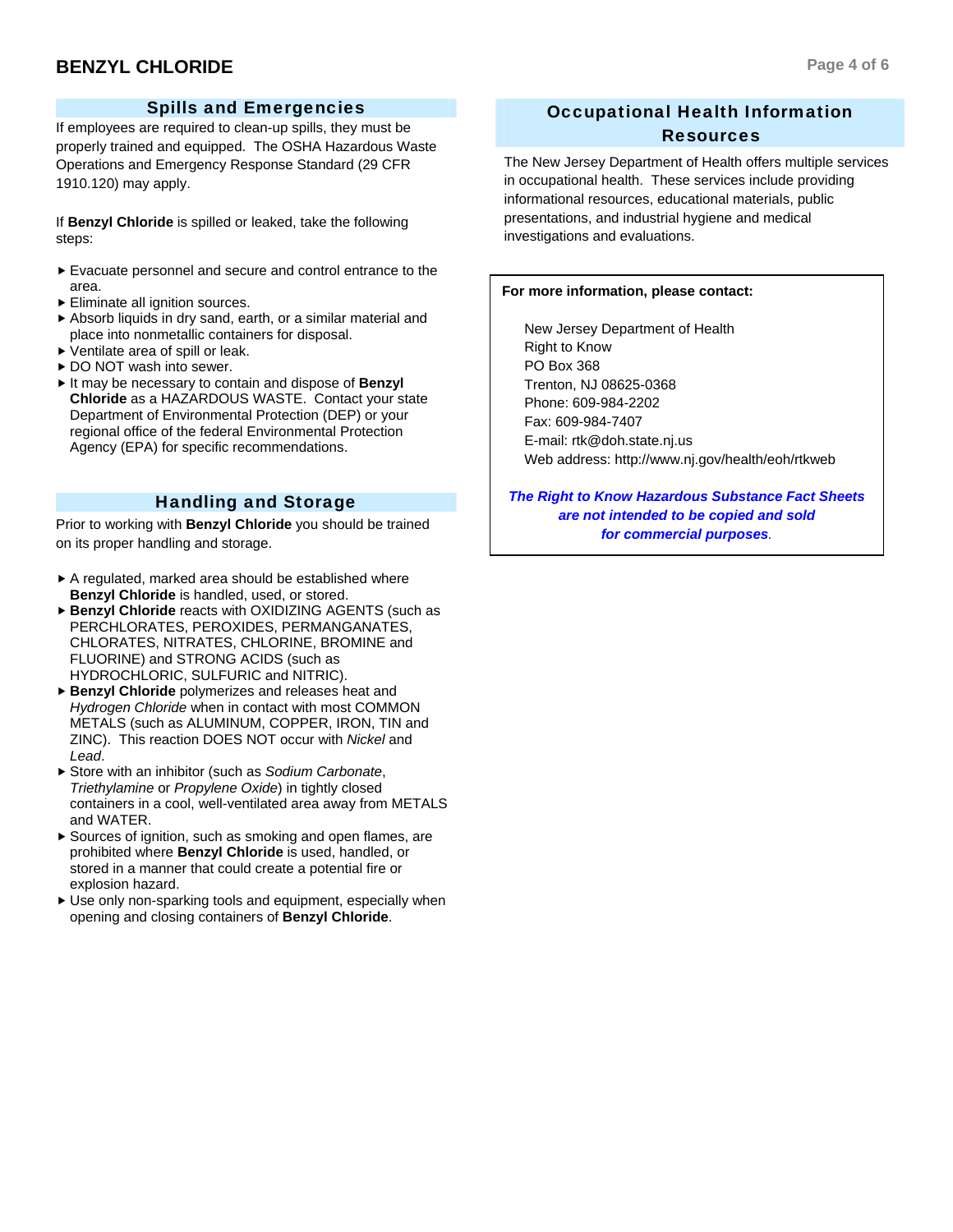## Spills and Emergencies

If employees are required to clean-up spills, they must be properly trained and equipped. The OSHA Hazardous Waste Operations and Emergency Response Standard (29 CFR 1910.120) may apply.

If **Benzyl Chloride** is spilled or leaked, take the following steps:

- Evacuate personnel and secure and control entrance to the area.
- Eliminate all ignition sources.
- Absorb liquids in dry sand, earth, or a similar material and place into nonmetallic containers for disposal.
- Ventilate area of spill or leak.
- DO NOT wash into sewer.
- It may be necessary to contain and dispose of **Benzyl Chloride** as a HAZARDOUS WASTE. Contact your state Department of Environmental Protection (DEP) or your regional office of the federal Environmental Protection Agency (EPA) for specific recommendations.

## Handling and Storage

Prior to working with **Benzyl Chloride** you should be trained on its proper handling and storage.

- A regulated, marked area should be established where **Benzyl Chloride** is handled, used, or stored.
- **Benzyl Chloride** reacts with OXIDIZING AGENTS (such as PERCHLORATES, PEROXIDES, PERMANGANATES, CHLORATES, NITRATES, CHLORINE, BROMINE and FLUORINE) and STRONG ACIDS (such as HYDROCHLORIC, SULFURIC and NITRIC).
- **Benzyl Chloride** polymerizes and releases heat and *Hydrogen Chloride* when in contact with most COMMON METALS (such as ALUMINUM, COPPER, IRON, TIN and ZINC). This reaction DOES NOT occur with *Nickel* and *Lead*.
- Store with an inhibitor (such as *Sodium Carbonate*, *Triethylamine* or *Propylene Oxide*) in tightly closed containers in a cool, well-ventilated area away from METALS and WATER.
- Sources of ignition, such as smoking and open flames, are prohibited where **Benzyl Chloride** is used, handled, or stored in a manner that could create a potential fire or explosion hazard.
- Use only non-sparking tools and equipment, especially when opening and closing containers of **Benzyl Chloride**.

## Occupational Health Information Resources

The New Jersey Department of Health offers multiple services in occupational health. These services include providing informational resources, educational materials, public presentations, and industrial hygiene and medical investigations and evaluations.

**For more information, please contact:**

New Jersey Department of Health
Right to Know
PO Box 368
Trenton, NJ 08625-0368
Phone: 609-984-2202
Fax: 609-984-7407
E-mail: rtk@doh.state.nj.us
Web address: http://www.nj.gov/health/eoh/rtkweb

***The Right to Know Hazardous Substance Fact Sheets are not intended to be copied and sold for commercial purposes.***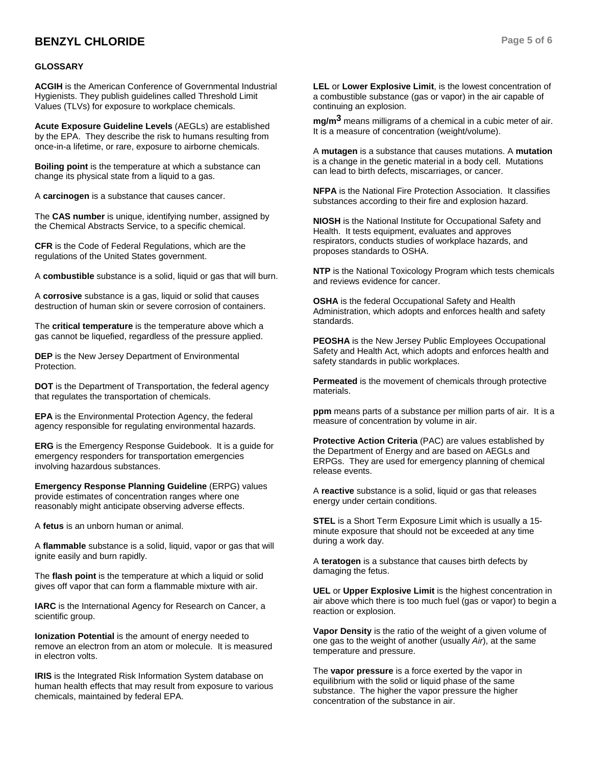## GLOSSARY

**ACGIH** is the American Conference of Governmental Industrial Hygienists. They publish guidelines called Threshold Limit Values (TLVs) for exposure to workplace chemicals.

**Acute Exposure Guideline Levels** (AEGLs) are established by the EPA. They describe the risk to humans resulting from once-in-a lifetime, or rare, exposure to airborne chemicals.

**Boiling point** is the temperature at which a substance can change its physical state from a liquid to a gas.

A **carcinogen** is a substance that causes cancer.

The **CAS number** is unique, identifying number, assigned by the Chemical Abstracts Service, to a specific chemical.

**CFR** is the Code of Federal Regulations, which are the regulations of the United States government.

A **combustible** substance is a solid, liquid or gas that will burn.

A **corrosive** substance is a gas, liquid or solid that causes destruction of human skin or severe corrosion of containers.

The **critical temperature** is the temperature above which a gas cannot be liquefied, regardless of the pressure applied.

**DEP** is the New Jersey Department of Environmental Protection.

**DOT** is the Department of Transportation, the federal agency that regulates the transportation of chemicals.

**EPA** is the Environmental Protection Agency, the federal agency responsible for regulating environmental hazards.

**ERG** is the Emergency Response Guidebook. It is a guide for emergency responders for transportation emergencies involving hazardous substances.

**Emergency Response Planning Guideline** (ERPG) values provide estimates of concentration ranges where one reasonably might anticipate observing adverse effects.

A **fetus** is an unborn human or animal.

A **flammable** substance is a solid, liquid, vapor or gas that will ignite easily and burn rapidly.

The **flash point** is the temperature at which a liquid or solid gives off vapor that can form a flammable mixture with air.

**IARC** is the International Agency for Research on Cancer, a scientific group.

**Ionization Potential** is the amount of energy needed to remove an electron from an atom or molecule. It is measured in electron volts.

**IRIS** is the Integrated Risk Information System database on human health effects that may result from exposure to various chemicals, maintained by federal EPA.

**LEL** or **Lower Explosive Limit**, is the lowest concentration of a combustible substance (gas or vapor) in the air capable of continuing an explosion.

**$mg/m^3$** means milligrams of a chemical in a cubic meter of air. It is a measure of concentration (weight/volume).

A **mutagen** is a substance that causes mutations. A **mutation** is a change in the genetic material in a body cell. Mutations can lead to birth defects, miscarriages, or cancer.

**NFPA** is the National Fire Protection Association. It classifies substances according to their fire and explosion hazard.

**NIOSH** is the National Institute for Occupational Safety and Health. It tests equipment, evaluates and approves respirators, conducts studies of workplace hazards, and proposes standards to OSHA.

**NTP** is the National Toxicology Program which tests chemicals and reviews evidence for cancer.

**OSHA** is the federal Occupational Safety and Health Administration, which adopts and enforces health and safety standards.

**PEOSHA** is the New Jersey Public Employees Occupational Safety and Health Act, which adopts and enforces health and safety standards in public workplaces.

**Permeated** is the movement of chemicals through protective materials.

**ppm** means parts of a substance per million parts of air. It is a measure of concentration by volume in air.

**Protective Action Criteria** (PAC) are values established by the Department of Energy and are based on AEGLs and ERPGs. They are used for emergency planning of chemical release events.

A **reactive** substance is a solid, liquid or gas that releases energy under certain conditions.

**STEL** is a Short Term Exposure Limit which is usually a 15-minute exposure that should not be exceeded at any time during a work day.

A **teratogen** is a substance that causes birth defects by damaging the fetus.

**UEL** or **Upper Explosive Limit** is the highest concentration in air above which there is too much fuel (gas or vapor) to begin a reaction or explosion.

**Vapor Density** is the ratio of the weight of a given volume of one gas to the weight of another (usually *Air*), at the same temperature and pressure.

The **vapor pressure** is a force exerted by the vapor in equilibrium with the solid or liquid phase of the same substance. The higher the vapor pressure the higher concentration of the substance in air.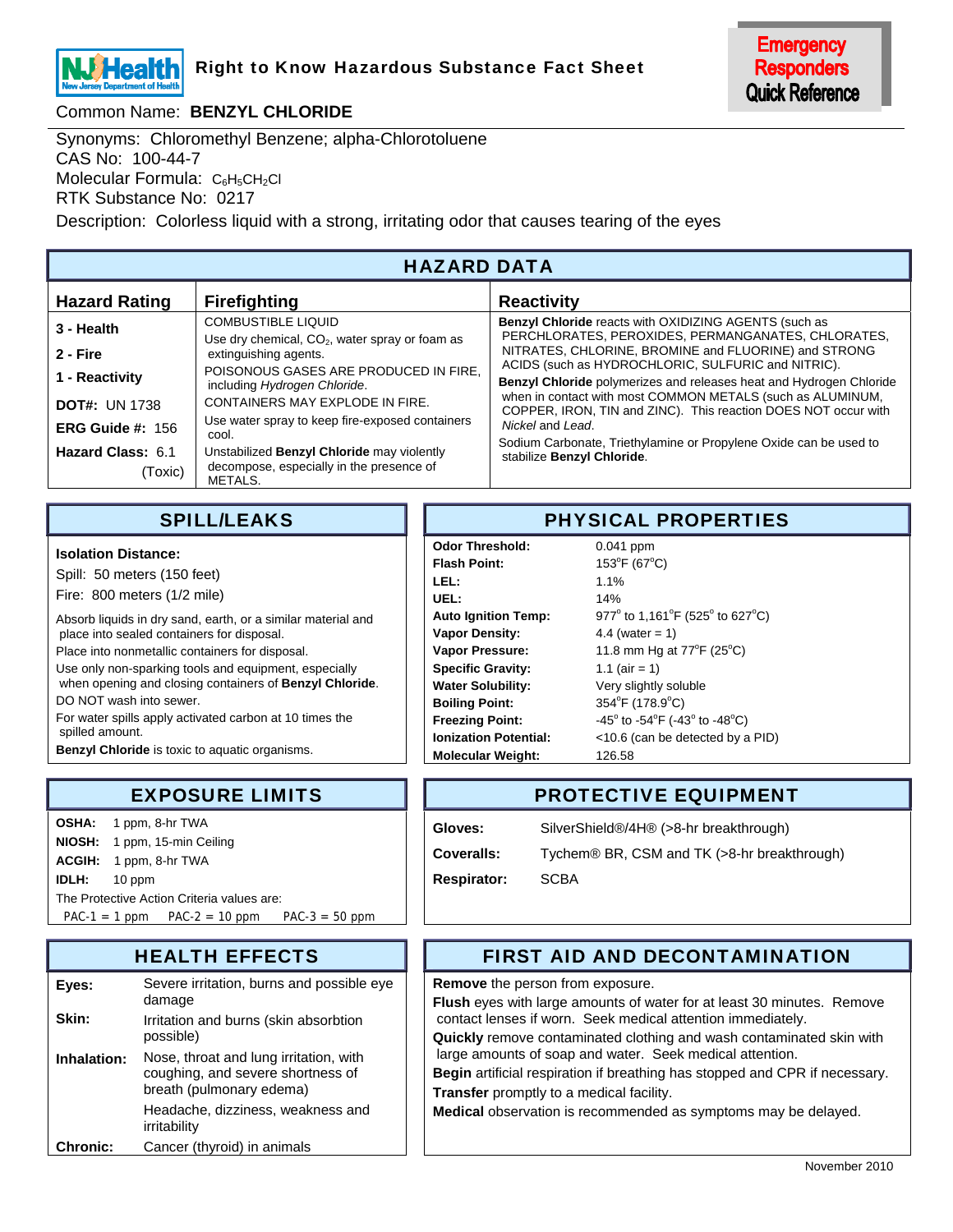Right to Know Hazardous Substance Fact Sheet

**Emergency Responders Quick Reference**

Common Name: **BENZYL CHLORIDE**

Synonyms: Chloromethyl Benzene; alpha-Chlorotoluene
CAS No: 100-44-7
Molecular Formula: $C_6H_5CH_2Cl$
RTK Substance No: 0217
Description: Colorless liquid with a strong, irritating odor that causes tearing of the eyes

## HAZARD DATA

| Hazard Rating | Firefighting | Reactivity |
|---|---|---|
| **3 - Health**<br>**2 - Fire**<br>**1 - Reactivity**<br>**DOT#:** UN 1738<br>**ERG Guide #:** 156<br>**Hazard Class:** 6.1 (Toxic) | COMBUSTIBLE LIQUID<br>Use dry chemical, $CO_2$, water spray or foam as extinguishing agents.<br>POISONOUS GASES ARE PRODUCED IN FIRE, including *Hydrogen Chloride*.<br>CONTAINERS MAY EXPLODE IN FIRE.<br>Use water spray to keep fire-exposed containers cool.<br>Unstabilized **Benzyl Chloride** may violently decompose, especially in the presence of METALS. | **Benzyl Chloride** reacts with OXIDIZING AGENTS (such as PERCHLORATES, PEROXIDES, PERMANGANATES, CHLORATES, NITRATES, CHLORINE, BROMINE and FLUORINE) and STRONG ACIDS (such as HYDROCHLORIC, SULFURIC and NITRIC).<br>**Benzyl Chloride** polymerizes and releases heat and Hydrogen Chloride when in contact with most COMMON METALS (such as ALUMINUM, COPPER, IRON, TIN and ZINC). This reaction DOES NOT occur with *Nickel* and *Lead*.<br>Sodium Carbonate, Triethylamine or Propylene Oxide can be used to stabilize **Benzyl Chloride**. |

## SPILL/LEAKS

**Isolation Distance:**

Spill: 50 meters (150 feet)

Fire: 800 meters (1/2 mile)

Absorb liquids in dry sand, earth, or a similar material and place into sealed containers for disposal.

Place into nonmetallic containers for disposal.

Use only non-sparking tools and equipment, especially when opening and closing containers of **Benzyl Chloride**.

DO NOT wash into sewer.

For water spills apply activated carbon at 10 times the spilled amount.

**Benzyl Chloride** is toxic to aquatic organisms.

## PHYSICAL PROPERTIES

| | |
|---|---|
| **Odor Threshold:** | 0.041 ppm |
| **Flash Point:** | 153°F (67°C) |
| **LEL:** | 1.1% |
| **UEL:** | 14% |
| **Auto Ignition Temp:** | 977° to 1,161°F (525° to 627°C) |
| **Vapor Density:** | 4.4 (water = 1) |
| **Vapor Pressure:** | 11.8 mm Hg at 77°F (25°C) |
| **Specific Gravity:** | 1.1 (air = 1) |
| **Water Solubility:** | Very slightly soluble |
| **Boiling Point:** | 354°F (178.9°C) |
| **Freezing Point:** | -45° to -54°F (-43° to -48°C) |
| **Ionization Potential:** | <10.6 (can be detected by a PID) |
| **Molecular Weight:** | 126.58 |

## EXPOSURE LIMITS

| | |
|---|---|
| **OSHA:** | 1 ppm, 8-hr TWA |
| **NIOSH:** | 1 ppm, 15-min Ceiling |
| **ACGIH:** | 1 ppm, 8-hr TWA |
| **IDLH:** | 10 ppm |

The Protective Action Criteria values are:

PAC-1 = 1 ppm PAC-2 = 10 ppm PAC-3 = 50 ppm

## PROTECTIVE EQUIPMENT

| | |
|---|---|
| **Gloves:** | SilverShield®/4H® (>8-hr breakthrough) |
| **Coveralls:** | Tychem® BR, CSM and TK (>8-hr breakthrough) |
| **Respirator:** | SCBA |

## HEALTH EFFECTS

| | |
|---|---|
| **Eyes:** | Severe irritation, burns and possible eye damage |
| **Skin:** | Irritation and burns (skin absorbtion possible) |
| **Inhalation:** | Nose, throat and lung irritation, with coughing, and severe shortness of breath (pulmonary edema)<br>Headache, dizziness, weakness and irritability |
| **Chronic:** | Cancer (thyroid) in animals |

## FIRST AID AND DECONTAMINATION

**Remove** the person from exposure.

**Flush** eyes with large amounts of water for at least 30 minutes. Remove contact lenses if worn. Seek medical attention immediately.

**Quickly** remove contaminated clothing and wash contaminated skin with large amounts of soap and water. Seek medical attention.

**Begin** artificial respiration if breathing has stopped and CPR if necessary.

**Transfer** promptly to a medical facility.

**Medical** observation is recommended as symptoms may be delayed.

November 2010